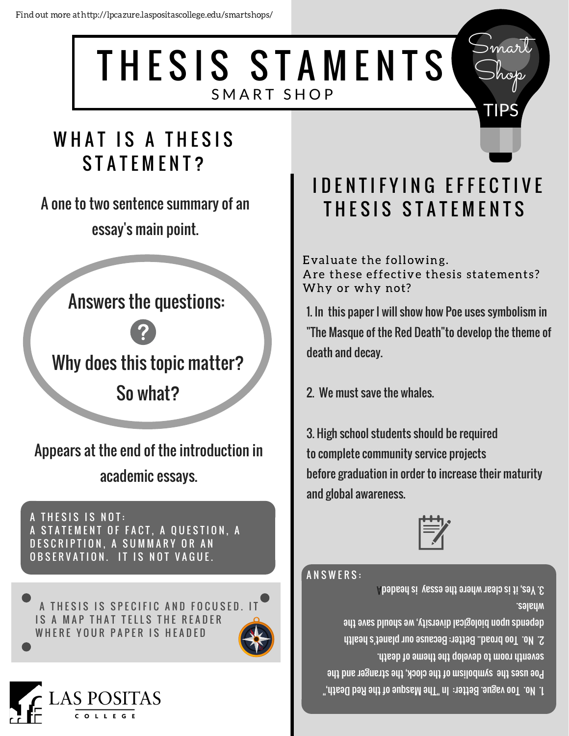Find out more at http://lpcazure.laspositascollege.edu/smartshops/

# THESIS STAMENTS

SMART SHOP

Smart Shop TIPS

## WHAT IS A THESIS STATEMENT?

A one to two sentence summary of an essay's main point.

Answers the questions:

?

Why does this topic matter?

So what?

Appears at the end of the introduction in academic essays.

A THESIS IS NOT: A STATEMENT OF FACT, A QUESTION, A DESCRIPTION, A SUMMARY OR AN OBSERVATION. IT IS NOT VAGUE.

A THESIS IS SPECIFIC AND FOCUSED. IT IS A MAP THAT TELLS THE READER WHERE YOUR PAPER IS HEADED

LAS POSITAS COLLEGE

## IDENTIFYING EFFECTIVE THESIS STATEMENTS

Evaluate the following.
Are these effective thesis statements?
Why or why not?

1. In this paper I will show how Poe uses symbolism in "The Masque of the Red Death"to develop the theme of death and decay.

2. We must save the whales.

3. High school students should be required to complete community service projects before graduation in order to increase their maturity and global awareness.

ANSWERS:

1. No. Too vague. Better: In "The Masque of the Red Death," Poe uses the symbolism of the clock, the stranger and the seventh room to develop the theme of death.

2. No. Too broad. Better: Because our planet's health depends upon biological diversity, we should save the whales.

3. Yes, it is clear where the essay is headed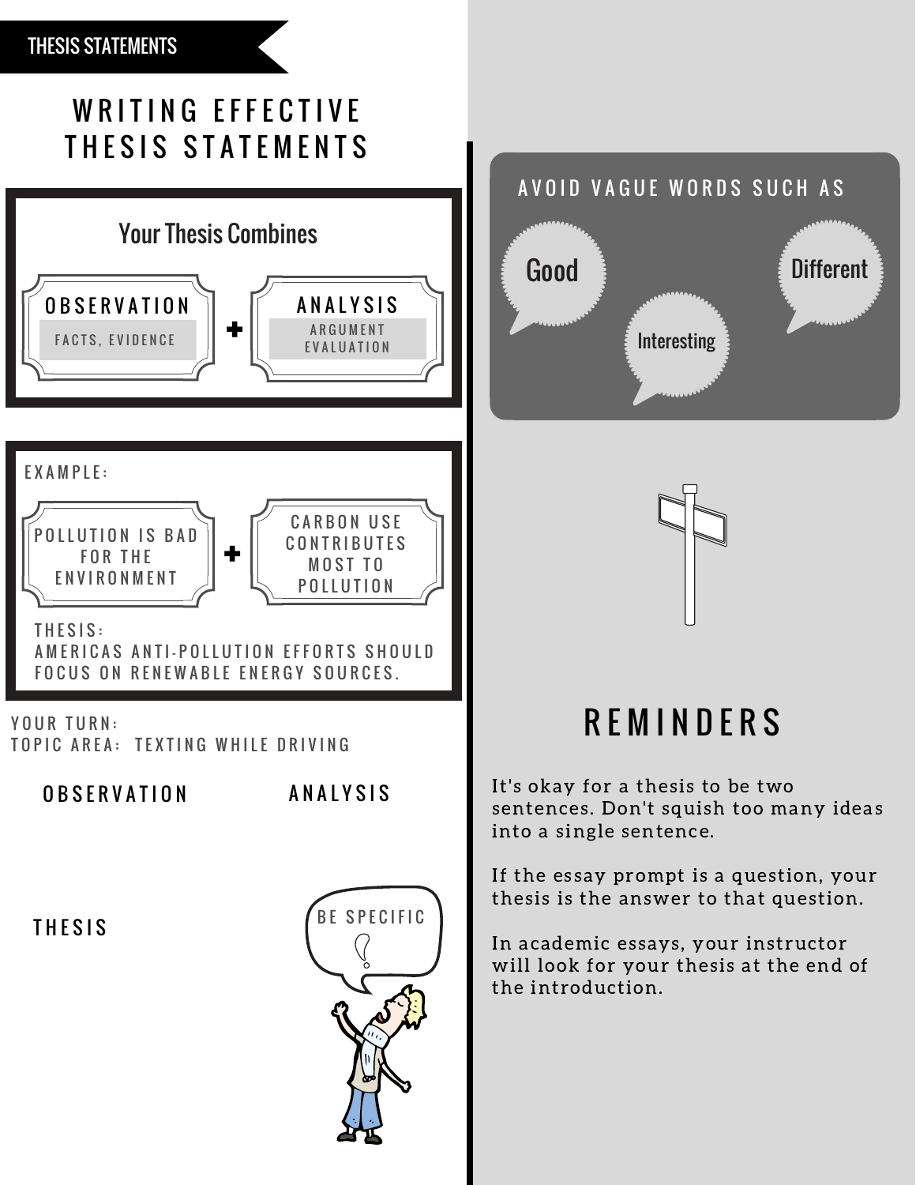THESIS STATEMENTS

# WRITING EFFECTIVE THESIS STATEMENTS

## Your Thesis Combines

**OBSERVATION**
FACTS, EVIDENCE

+

**ANALYSIS**
ARGUMENT
EVALUATION

EXAMPLE:

POLLUTION IS BAD FOR THE ENVIRONMENT

+

CARBON USE CONTRIBUTES MOST TO POLLUTION

THESIS:
AMERICAS ANTI-POLLUTION EFFORTS SHOULD FOCUS ON RENEWABLE ENERGY SOURCES.

YOUR TURN:
TOPIC AREA: TEXTING WHILE DRIVING

OBSERVATION

ANALYSIS

THESIS

BE SPECIFIC

AVOID VAGUE WORDS SUCH AS

Good

Interesting

Different

# REMINDERS

It's okay for a thesis to be two sentences. Don't squish too many ideas into a single sentence.

If the essay prompt is a question, your thesis is the answer to that question.

In academic essays, your instructor will look for your thesis at the end of the introduction.